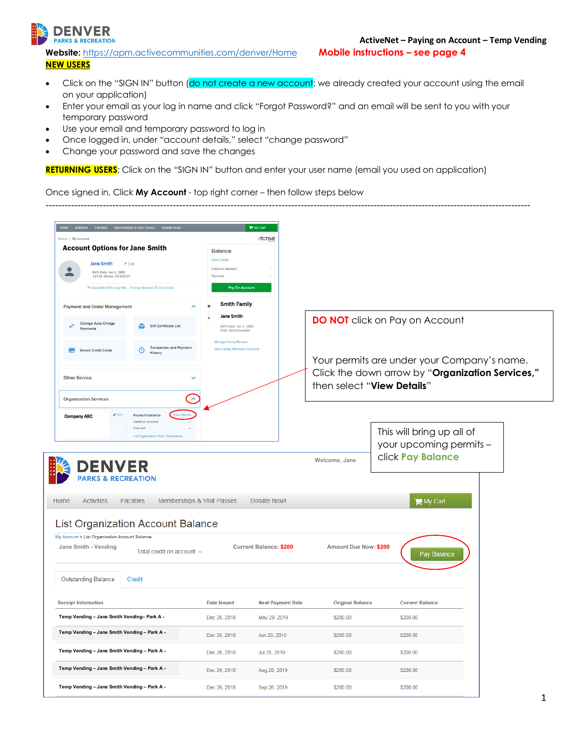**ActiveNet – Paying on Account – Temp Vending**

**Website:** https://apm.activecommunities.com/denver/Home

**Mobile instructions – see page 4**

**NEW USERS**

- Click on the "SIGN IN" button (do not create a new account; we already created your account using the email on your application)
- Enter your email as your log in name and click "Forgot Password?" and an email will be sent to you with your temporary password
- Use your email and temporary password to log in
- Once logged in, under "account details," select "change password"
- Change your password and save the changes

**RETURNING USERS**: Click on the "SIGN IN" button and enter your user name (email you used on application)

Once signed in, Click **My Account** - top right corner – then follow steps below

---

**DO NOT** click on Pay on Account

Your permits are under your Company's name. Click the down arrow by "**Organization Services,**" then select "**View Details**"

This will bring up all of your upcoming permits – click **Pay Balance**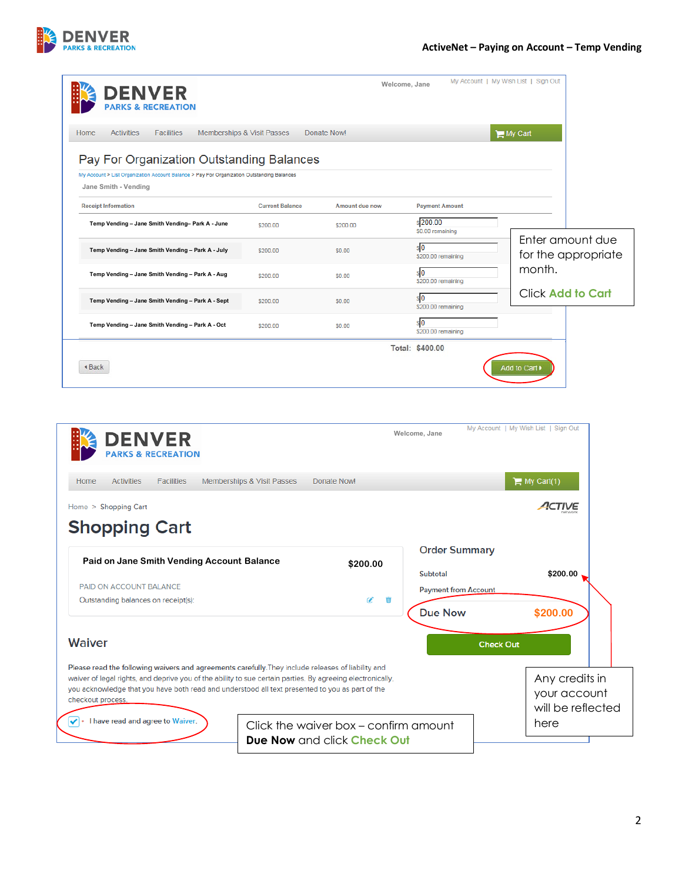# Pay For Organization Outstanding Balances

My Account > List Organization Account Balance > Pay For Organization Outstanding Balances

Jane Smith - Vending

| Receipt Information | Current Balance | Amount due now | Payment Amount |
|---|---|---|---|
| Temp Vending – Jane Smith Vending– Park A - June | $200.00 | $200.00 | $200.00 ($0.00 remaining) |
| Temp Vending – Jane Smith Vending – Park A - July | $200.00 | $0.00 | $0 ($200.00 remaining) |
| Temp Vending – Jane Smith Vending – Park A - Aug | $200.00 | $0.00 | $0 ($200.00 remaining) |
| Temp Vending – Jane Smith Vending – Park A - Sept | $200.00 | $0.00 | $0 ($200.00 remaining) |
| Temp Vending – Jane Smith Vending – Park A - Oct | $200.00 | $0.00 | $0 ($200.00 remaining) |

**Total: $400.00**

Back | Add to Cart

Enter amount due for the appropriate month.

Click **Add to Cart**

# Shopping Cart

Home > Shopping Cart

**Paid on Jane Smith Vending Account Balance** — **$200.00**

PAID ON ACCOUNT BALANCE

Outstanding balances on receipt(s):

## Order Summary

| | |
|---|---|
| Subtotal | $200.00 |
| Payment from Account | |
| **Due Now** | **$200.00** |

Check Out

Any credits in your account will be reflected here

## Waiver

Please read the following waivers and agreements carefully. They include releases of liability and waiver of legal rights, and deprive you of the ability to sue certain parties. By agreeing electronically, you acknowledge that you have both read and understood all text presented to you as part of the checkout process.

☑ I have read and agree to Waiver.

Click the waiver box – confirm amount **Due Now** and click **Check Out**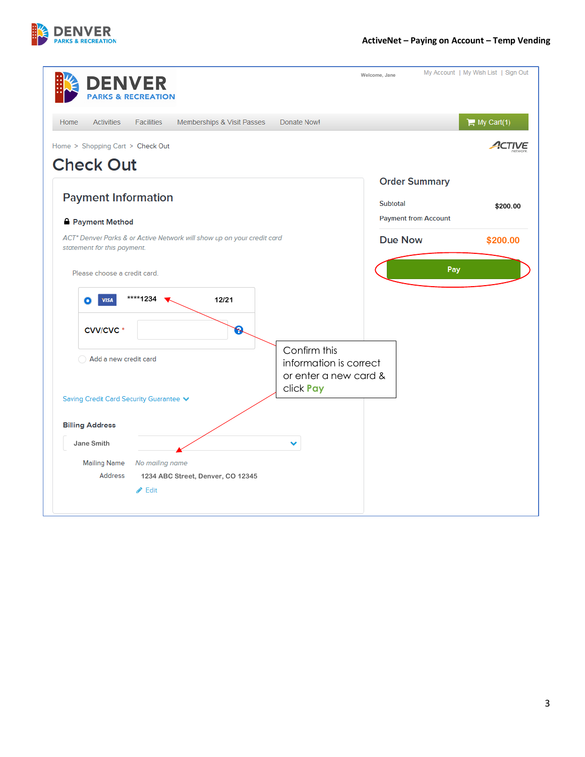DENVER
PARKS & RECREATION

Welcome, Jane

My Account | My Wish List | Sign Out

Home Activities Facilities Memberships & Visit Passes Donate Now! My Cart(1)

Home > Shopping Cart > Check Out

ACTIVE network

# Check Out

## Payment Information

**Payment Method**

*ACT* Denver Parks & or Active Network will show up on your credit card statement for this payment.*

Please choose a credit card.

VISA ****1234 12/21

CVV/CVC *

Add a new credit card

Saving Credit Card Security Guarantee

**Billing Address**

Jane Smith

Mailing Name *No mailing name*

Address 1234 ABC Street, Denver, CO 12345

Edit

## Order Summary

| | |
|---|---|
| Subtotal | $200.00 |
| Payment from Account | |
| **Due Now** | **$200.00** |

Pay

Confirm this information is correct or enter a new card & click **Pay**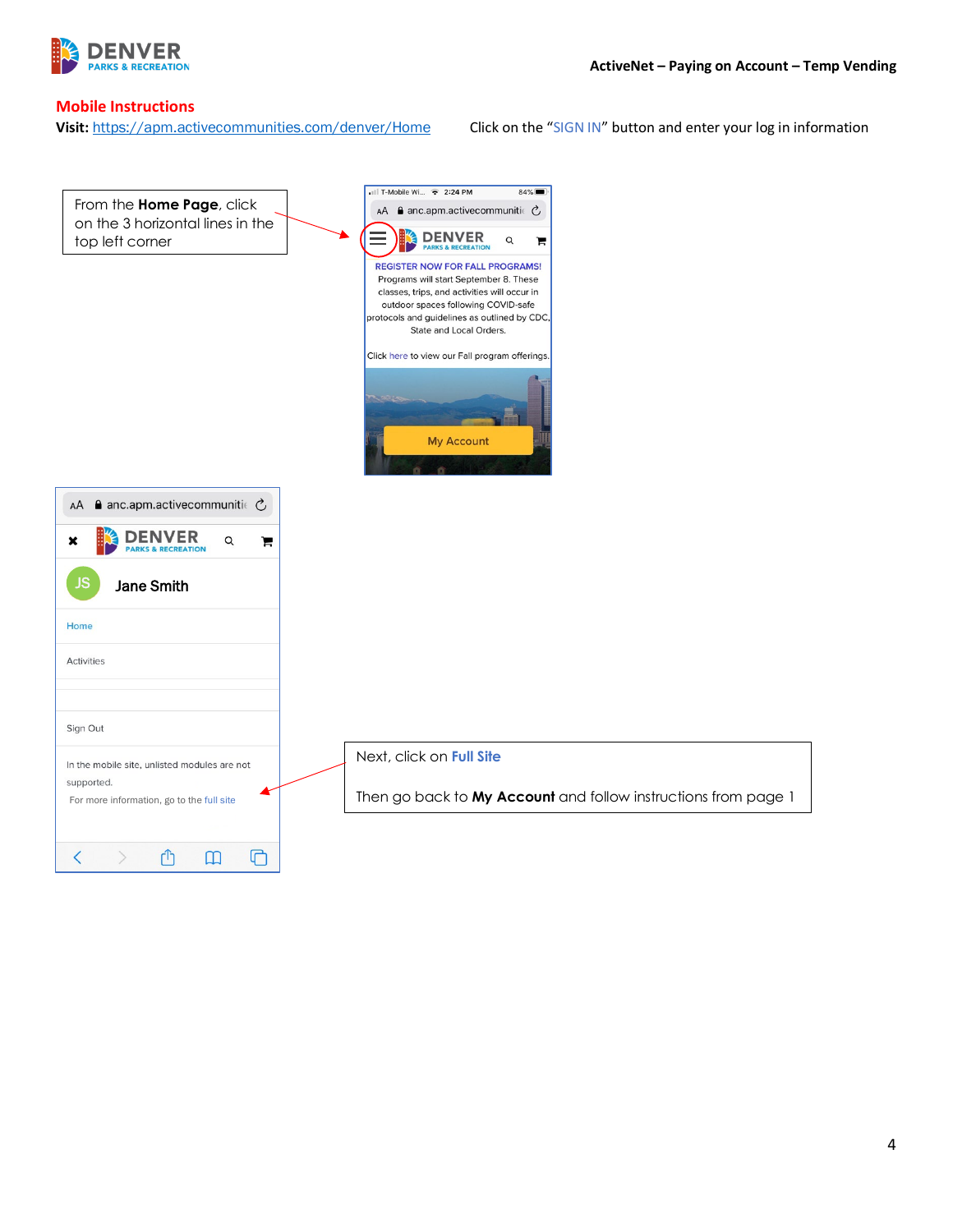## Mobile Instructions

**Visit:** https://apm.activecommunities.com/denver/Home

Click on the "SIGN IN" button and enter your log in information

From the **Home Page**, click on the 3 horizontal lines in the top left corner

Next, click on **Full Site**

Then go back to **My Account** and follow instructions from page 1